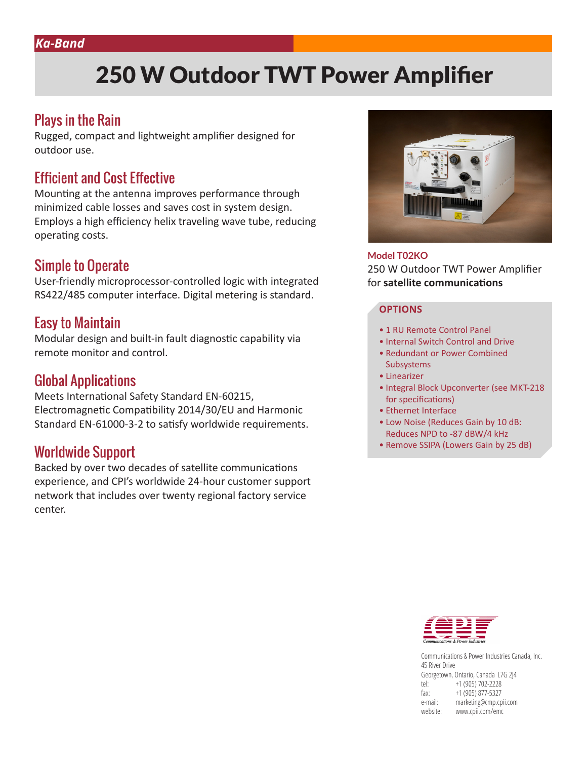*Ka-Band*

# 250 W Outdoor TWT Power Amplifier

## Plays in the Rain

Rugged, compact and lightweight amplifier designed for outdoor use.

## Efficient and Cost Effective

Mounting at the antenna improves performance through minimized cable losses and saves cost in system design. Employs a high efficiency helix traveling wave tube, reducing operating costs.

## Simple to Operate

User-friendly microprocessor-controlled logic with integrated RS422/485 computer interface. Digital metering is standard.

## Easy to Maintain

Modular design and built-in fault diagnostic capability via remote monitor and control.

## Global Applications

Meets International Safety Standard EN-60215, Electromagnetic Compatibility 2014/30/EU and Harmonic Standard EN-61000-3-2 to satisfy worldwide requirements.

## Worldwide Support

Backed by over two decades of satellite communications experience, and CPI's worldwide 24-hour customer support network that includes over twenty regional factory service center.

**Model T02KO**

250 W Outdoor TWT Power Amplifier for **satellite communications**

### OPTIONS

- 1 RU Remote Control Panel
- Internal Switch Control and Drive
- Redundant or Power Combined Subsystems
- Linearizer
- Integral Block Upconverter (see MKT-218 for specifications)
- Ethernet Interface
- Low Noise (Reduces Gain by 10 dB: Reduces NPD to -87 dBW/4 kHz
- Remove SSIPA (Lowers Gain by 25 dB)

Communications & Power Industries Canada, Inc.
45 River Drive
Georgetown, Ontario, Canada L7G 2J4
tel: +1 (905) 702-2228
fax: +1 (905) 877-5327
e-mail: marketing@cmp.cpii.com
website: www.cpii.com/emc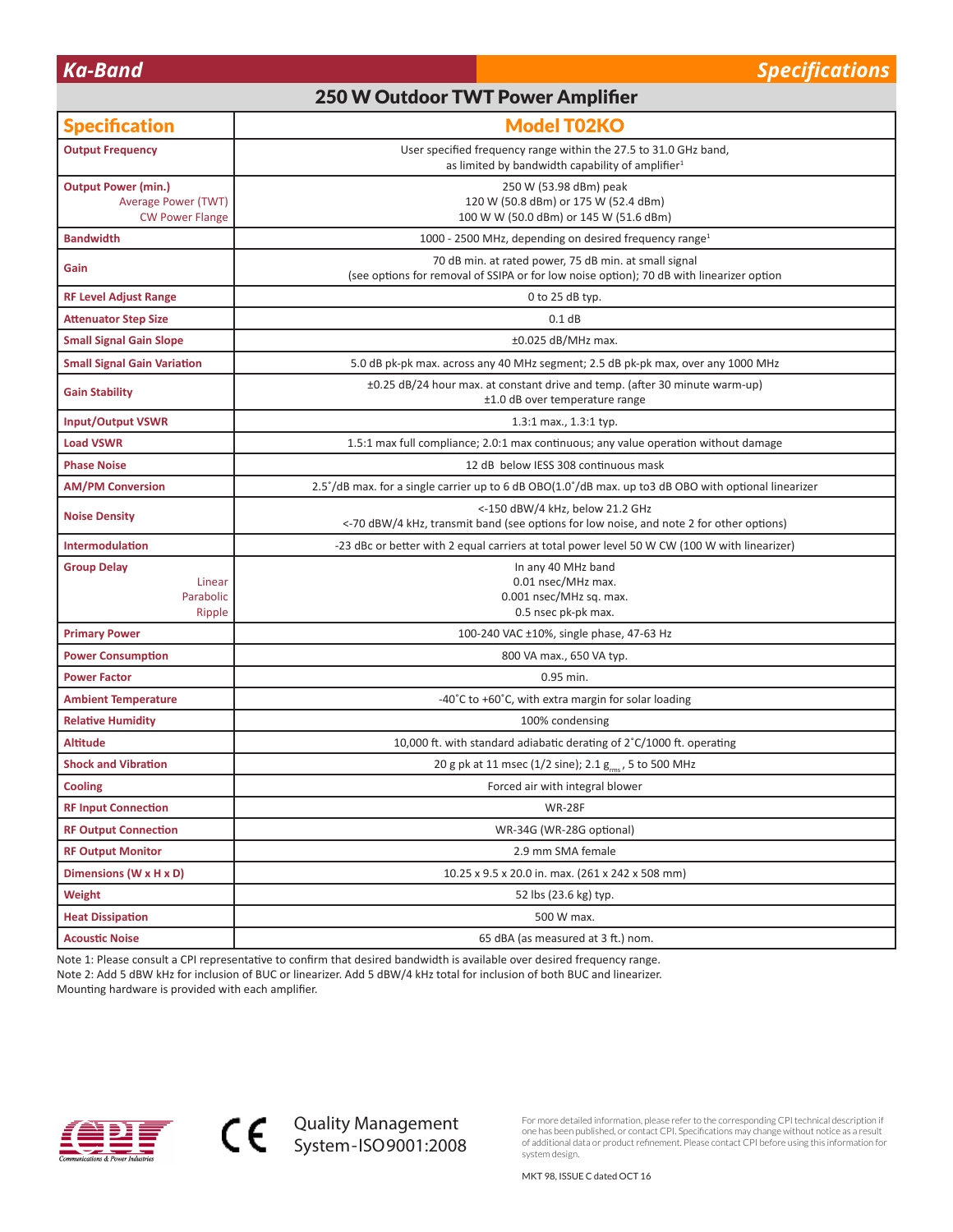# Ka-Band Specifications

## 250 W Outdoor TWT Power Amplifier

| Specification | Model T02KO |
|---|---|
| **Output Frequency** | User specified frequency range within the 27.5 to 31.0 GHz band, as limited by bandwidth capability of amplifier[1] |
| **Output Power (min.)**<br>Average Power (TWT)<br>CW Power Flange | 250 W (53.98 dBm) peak<br>120 W (50.8 dBm) or 175 W (52.4 dBm)<br>100 W W (50.0 dBm) or 145 W (51.6 dBm) |
| **Bandwidth** | 1000 - 2500 MHz, depending on desired frequency range[1] |
| **Gain** | 70 dB min. at rated power, 75 dB min. at small signal (see options for removal of SSIPA or for low noise option); 70 dB with linearizer option |
| **RF Level Adjust Range** | 0 to 25 dB typ. |
| **Attenuator Step Size** | 0.1 dB |
| **Small Signal Gain Slope** | ±0.025 dB/MHz max. |
| **Small Signal Gain Variation** | 5.0 dB pk-pk max. across any 40 MHz segment; 2.5 dB pk-pk max, over any 1000 MHz |
| **Gain Stability** | ±0.25 dB/24 hour max. at constant drive and temp. (after 30 minute warm-up)<br>±1.0 dB over temperature range |
| **Input/Output VSWR** | 1.3:1 max., 1.3:1 typ. |
| **Load VSWR** | 1.5:1 max full compliance; 2.0:1 max continuous; any value operation without damage |
| **Phase Noise** | 12 dB below IESS 308 continuous mask |
| **AM/PM Conversion** | 2.5˚/dB max. for a single carrier up to 6 dB OBO(1.0˚/dB max. up to3 dB OBO with optional linearizer |
| **Noise Density** | <-150 dBW/4 kHz, below 21.2 GHz<br><-70 dBW/4 kHz, transmit band (see options for low noise, and note 2 for other options) |
| **Intermodulation** | -23 dBc or better with 2 equal carriers at total power level 50 W CW (100 W with linearizer) |
| **Group Delay**<br>Linear<br>Parabolic<br>Ripple | In any 40 MHz band<br>0.01 nsec/MHz max.<br>0.001 nsec/MHz sq. max.<br>0.5 nsec pk-pk max. |
| **Primary Power** | 100-240 VAC ±10%, single phase, 47-63 Hz |
| **Power Consumption** | 800 VA max., 650 VA typ. |
| **Power Factor** | 0.95 min. |
| **Ambient Temperature** | -40˚C to +60˚C, with extra margin for solar loading |
| **Relative Humidity** | 100% condensing |
| **Altitude** | 10,000 ft. with standard adiabatic derating of 2˚C/1000 ft. operating |
| **Shock and Vibration** | 20 g pk at 11 msec (1/2 sine); 2.1 $g_{rms}$, 5 to 500 MHz |
| **Cooling** | Forced air with integral blower |
| **RF Input Connection** | WR-28F |
| **RF Output Connection** | WR-34G (WR-28G optional) |
| **RF Output Monitor** | 2.9 mm SMA female |
| **Dimensions (W x H x D)** | 10.25 x 9.5 x 20.0 in. max. (261 x 242 x 508 mm) |
| **Weight** | 52 lbs (23.6 kg) typ. |
| **Heat Dissipation** | 500 W max. |
| **Acoustic Noise** | 65 dBA (as measured at 3 ft.) nom. |

Note 1: Please consult a CPI representative to confirm that desired bandwidth is available over desired frequency range.
Note 2: Add 5 dBW kHz for inclusion of BUC or linearizer. Add 5 dBW/4 kHz total for inclusion of both BUC and linearizer.
Mounting hardware is provided with each amplifier.

CPI Communications & Power Industries

CE

Quality Management System-ISO 9001:2008

For more detailed information, please refer to the corresponding CPI technical description if one has been published, or contact CPI. Specifications may change without notice as a result of additional data or product refinement. Please contact CPI before using this information for system design.

MKT 98, ISSUE C dated OCT 16